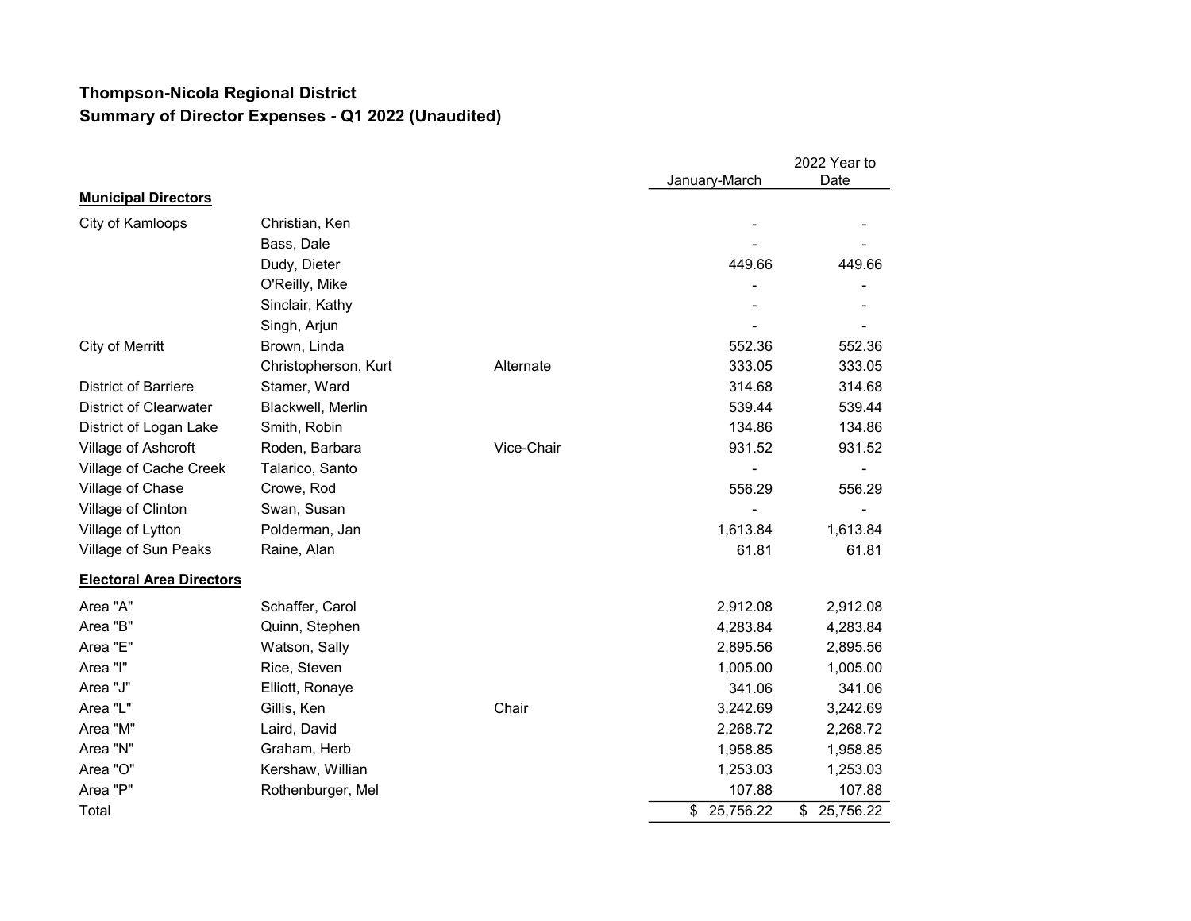**Thompson-Nicola Regional District**
**Summary of Director Expenses - Q1 2022 (Unaudited)**

| | | | January-March | 2022 Year to Date |
|---|---|---|---|---|
| **Municipal Directors** | | | | |
| City of Kamloops | Christian, Ken | | - | - |
| | Bass, Dale | | - | - |
| | Dudy, Dieter | | 449.66 | 449.66 |
| | O'Reilly, Mike | | - | - |
| | Sinclair, Kathy | | - | - |
| | Singh, Arjun | | - | - |
| City of Merritt | Brown, Linda | | 552.36 | 552.36 |
| | Christopherson, Kurt | Alternate | 333.05 | 333.05 |
| District of Barriere | Stamer, Ward | | 314.68 | 314.68 |
| District of Clearwater | Blackwell, Merlin | | 539.44 | 539.44 |
| District of Logan Lake | Smith, Robin | | 134.86 | 134.86 |
| Village of Ashcroft | Roden, Barbara | Vice-Chair | 931.52 | 931.52 |
| Village of Cache Creek | Talarico, Santo | | - | - |
| Village of Chase | Crowe, Rod | | 556.29 | 556.29 |
| Village of Clinton | Swan, Susan | | - | - |
| Village of Lytton | Polderman, Jan | | 1,613.84 | 1,613.84 |
| Village of Sun Peaks | Raine, Alan | | 61.81 | 61.81 |
| **Electoral Area Directors** | | | | |
| Area "A" | Schaffer, Carol | | 2,912.08 | 2,912.08 |
| Area "B" | Quinn, Stephen | | 4,283.84 | 4,283.84 |
| Area "E" | Watson, Sally | | 2,895.56 | 2,895.56 |
| Area "I" | Rice, Steven | | 1,005.00 | 1,005.00 |
| Area "J" | Elliott, Ronaye | | 341.06 | 341.06 |
| Area "L" | Gillis, Ken | Chair | 3,242.69 | 3,242.69 |
| Area "M" | Laird, David | | 2,268.72 | 2,268.72 |
| Area "N" | Graham, Herb | | 1,958.85 | 1,958.85 |
| Area "O" | Kershaw, Willian | | 1,253.03 | 1,253.03 |
| Area "P" | Rothenburger, Mel | | 107.88 | 107.88 |
| Total | | | $ 25,756.22 | $ 25,756.22 |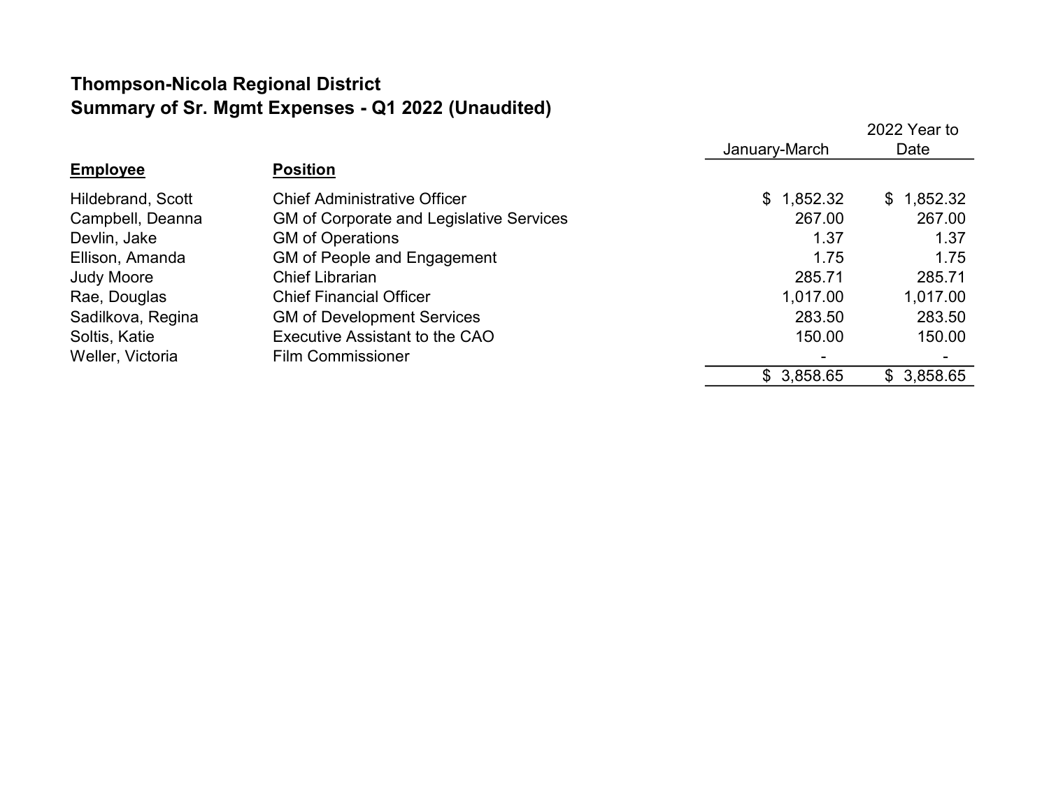**Thompson-Nicola Regional District**
**Summary of Sr. Mgmt Expenses - Q1 2022 (Unaudited)**

| Employee | Position | January-March | 2022 Year to Date |
|---|---|---|---|
| Hildebrand, Scott | Chief Administrative Officer | $ 1,852.32 | $ 1,852.32 |
| Campbell, Deanna | GM of Corporate and Legislative Services | 267.00 | 267.00 |
| Devlin, Jake | GM of Operations | 1.37 | 1.37 |
| Ellison, Amanda | GM of People and Engagement | 1.75 | 1.75 |
| Judy Moore | Chief Librarian | 285.71 | 285.71 |
| Rae, Douglas | Chief Financial Officer | 1,017.00 | 1,017.00 |
| Sadilkova, Regina | GM of Development Services | 283.50 | 283.50 |
| Soltis, Katie | Executive Assistant to the CAO | 150.00 | 150.00 |
| Weller, Victoria | Film Commissioner | - | - |
| | | $ 3,858.65 | $ 3,858.65 |